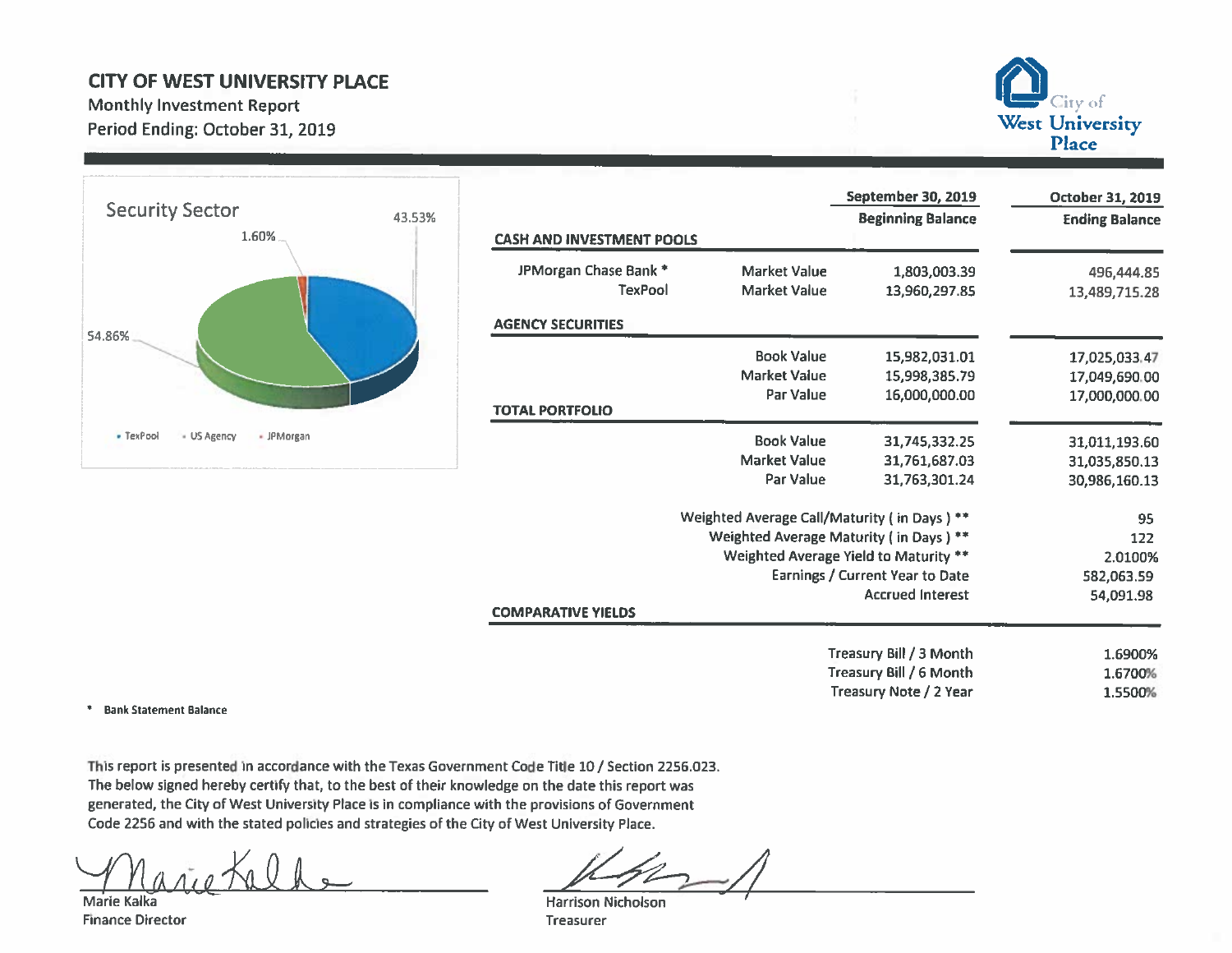# CITY OF WEST UNIVERSITY PLACE

Monthly Investment Report

Period Ending: October 31, 2019

City of West University Place

Security Sector

- TexPool: 43.53%
- US Agency: 54.86%
- JPMorgan: 1.60%

| | | September 30, 2019 Beginning Balance | October 31, 2019 Ending Balance |
|---|---|---|---|
| **CASH AND INVESTMENT POOLS** | | | |
| JPMorgan Chase Bank * | Market Value | 1,803,003.39 | 496,444.85 |
| TexPool | Market Value | 13,960,297.85 | 13,489,715.28 |
| **AGENCY SECURITIES** | | | |
| | Book Value | 15,982,031.01 | 17,025,033.47 |
| | Market Value | 15,998,385.79 | 17,049,690.00 |
| | Par Value | 16,000,000.00 | 17,000,000.00 |
| **TOTAL PORTFOLIO** | | | |
| | Book Value | 31,745,332.25 | 31,011,193.60 |
| | Market Value | 31,761,687.03 | 31,035,850.13 |
| | Par Value | 31,763,301.24 | 30,986,160.13 |
| | Weighted Average Call/Maturity ( in Days ) ** | | 95 |
| | Weighted Average Maturity ( in Days ) ** | | 122 |
| | Weighted Average Yield to Maturity ** | | 2.0100% |
| | Earnings / Current Year to Date | | 582,063.59 |
| | Accrued Interest | | 54,091.98 |
| **COMPARATIVE YIELDS** | | | |
| | Treasury Bill / 3 Month | | 1.6900% |
| | Treasury Bill / 6 Month | | 1.6700% |
| | Treasury Note / 2 Year | | 1.5500% |

\* **Bank Statement Balance**

This report is presented in accordance with the Texas Government Code Title 10 / Section 2256.023. The below signed hereby certify that, to the best of their knowledge on the date this report was generated, the City of West University Place is in compliance with the provisions of Government Code 2256 and with the stated policies and strategies of the City of West University Place.

Marie Kalka
Finance Director

Harrison Nicholson
Treasurer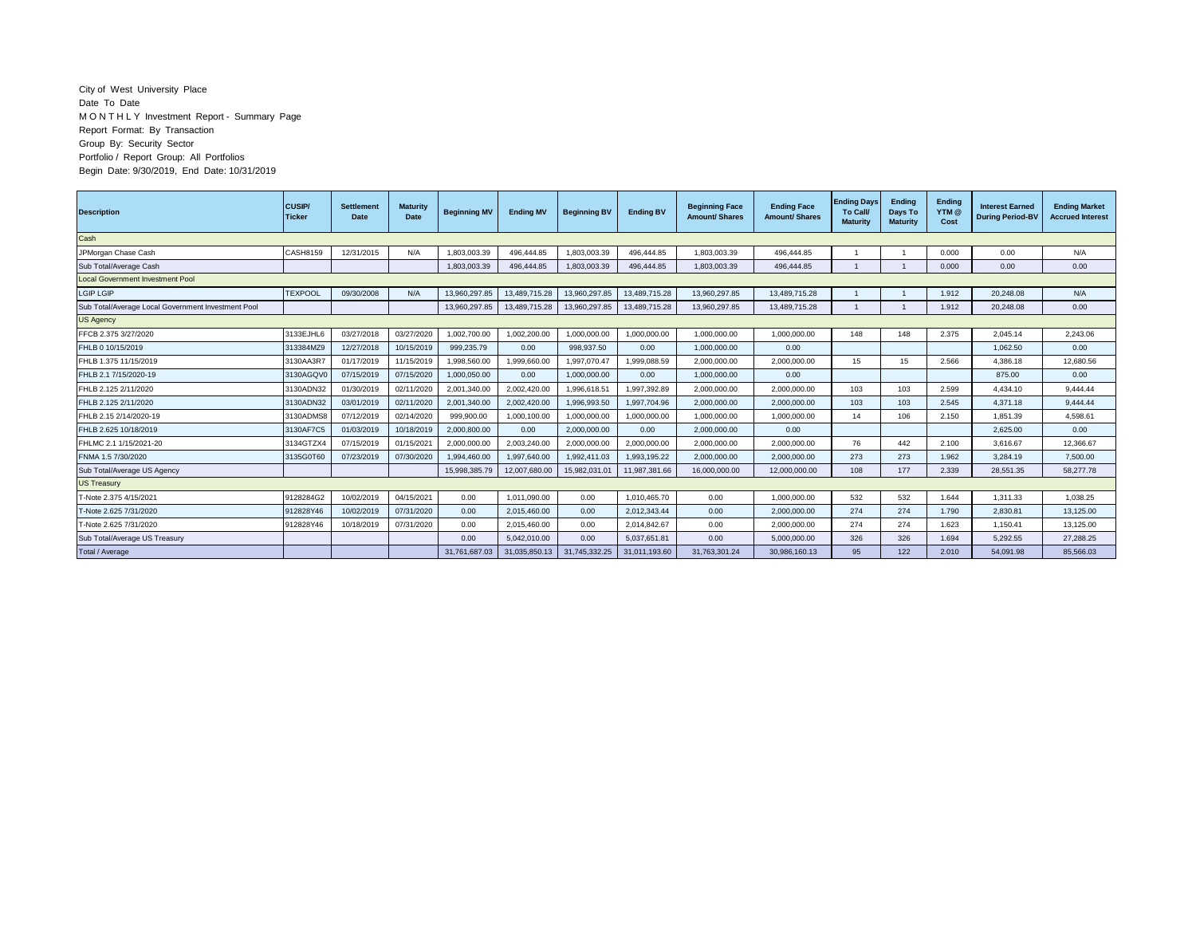City of West University Place
Date To Date
M O N T H L Y Investment Report - Summary Page
Report Format: By Transaction
Group By: Security Sector
Portfolio / Report Group: All Portfolios
Begin Date: 9/30/2019, End Date: 10/31/2019

| Description | CUSIP/ Ticker | Settlement Date | Maturity Date | Beginning MV | Ending MV | Beginning BV | Ending BV | Beginning Face Amount/ Shares | Ending Face Amount/ Shares | Ending Days To Call/ Maturity | Ending Days To Maturity | Ending YTM @ Cost | Interest Earned During Period-BV | Ending Market Accrued Interest |
|---|---|---|---|---|---|---|---|---|---|---|---|---|---|---|
| Cash | | | | | | | | | | | | | | |
| JPMorgan Chase Cash | CASH8159 | 12/31/2015 | N/A | 1,803,003.39 | 496,444.85 | 1,803,003.39 | 496,444.85 | 1,803,003.39 | 496,444.85 | 1 | 1 | 0.000 | 0.00 | N/A |
| Sub Total/Average Cash | | | | 1,803,003.39 | 496,444.85 | 1,803,003.39 | 496,444.85 | 1,803,003.39 | 496,444.85 | 1 | 1 | 0.000 | 0.00 | 0.00 |
| Local Government Investment Pool | | | | | | | | | | | | | | |
| LGIP LGIP | TEXPOOL | 09/30/2008 | N/A | 13,960,297.85 | 13,489,715.28 | 13,960,297.85 | 13,489,715.28 | 13,960,297.85 | 13,489,715.28 | 1 | 1 | 1.912 | 20,248.08 | N/A |
| Sub Total/Average Local Government Investment Pool | | | | 13,960,297.85 | 13,489,715.28 | 13,960,297.85 | 13,489,715.28 | 13,960,297.85 | 13,489,715.28 | 1 | 1 | 1.912 | 20,248.08 | 0.00 |
| US Agency | | | | | | | | | | | | | | |
| FFCB 2.375 3/27/2020 | 3133EJHL6 | 03/27/2018 | 03/27/2020 | 1,002,700.00 | 1,002,200.00 | 1,000,000.00 | 1,000,000.00 | 1,000,000.00 | 1,000,000.00 | 148 | 148 | 2.375 | 2,045.14 | 2,243.06 |
| FHLB 0 10/15/2019 | 313384MZ9 | 12/27/2018 | 10/15/2019 | 999,235.79 | 0.00 | 998,937.50 | 0.00 | 1,000,000.00 | 0.00 | | | | 1,062.50 | 0.00 |
| FHLB 1.375 11/15/2019 | 3130AA3R7 | 01/17/2019 | 11/15/2019 | 1,998,560.00 | 1,999,660.00 | 1,997,070.47 | 1,999,088.59 | 2,000,000.00 | 2,000,000.00 | 15 | 15 | 2.566 | 4,386.18 | 12,680.56 |
| FHLB 2.1 7/15/2020-19 | 3130AGQV0 | 07/15/2019 | 07/15/2020 | 1,000,050.00 | 0.00 | 1,000,000.00 | 0.00 | 1,000,000.00 | 0.00 | | | | 875.00 | 0.00 |
| FHLB 2.125 2/11/2020 | 3130ADN32 | 01/30/2019 | 02/11/2020 | 2,001,340.00 | 2,002,420.00 | 1,996,618.51 | 1,997,392.89 | 2,000,000.00 | 2,000,000.00 | 103 | 103 | 2.599 | 4,434.10 | 9,444.44 |
| FHLB 2.125 2/11/2020 | 3130ADN32 | 03/01/2019 | 02/11/2020 | 2,001,340.00 | 2,002,420.00 | 1,996,993.50 | 1,997,704.96 | 2,000,000.00 | 2,000,000.00 | 103 | 103 | 2.545 | 4,371.18 | 9,444.44 |
| FHLB 2.15 2/14/2020-19 | 3130ADMS8 | 07/12/2019 | 02/14/2020 | 999,900.00 | 1,000,100.00 | 1,000,000.00 | 1,000,000.00 | 1,000,000.00 | 1,000,000.00 | 14 | 106 | 2.150 | 1,851.39 | 4,598.61 |
| FHLB 2.625 10/18/2019 | 3130AF7C5 | 01/03/2019 | 10/18/2019 | 2,000,800.00 | 0.00 | 2,000,000.00 | 0.00 | 2,000,000.00 | 0.00 | | | | 2,625.00 | 0.00 |
| FHLMC 2.1 1/15/2021-20 | 3134GTZX4 | 07/15/2019 | 01/15/2021 | 2,000,000.00 | 2,003,240.00 | 2,000,000.00 | 2,000,000.00 | 2,000,000.00 | 2,000,000.00 | 76 | 442 | 2.100 | 3,616.67 | 12,366.67 |
| FNMA 1.5 7/30/2020 | 3135G0T60 | 07/23/2019 | 07/30/2020 | 1,994,460.00 | 1,997,640.00 | 1,992,411.03 | 1,993,195.22 | 2,000,000.00 | 2,000,000.00 | 273 | 273 | 1.962 | 3,284.19 | 7,500.00 |
| Sub Total/Average US Agency | | | | 15,998,385.79 | 12,007,680.00 | 15,982,031.01 | 11,987,381.66 | 16,000,000.00 | 12,000,000.00 | 108 | 177 | 2.339 | 28,551.35 | 58,277.78 |
| US Treasury | | | | | | | | | | | | | | |
| T-Note 2.375 4/15/2021 | 9128284G2 | 10/02/2019 | 04/15/2021 | 0.00 | 1,011,090.00 | 0.00 | 1,010,465.70 | 0.00 | 1,000,000.00 | 532 | 532 | 1.644 | 1,311.33 | 1,038.25 |
| T-Note 2.625 7/31/2020 | 912828Y46 | 10/02/2019 | 07/31/2020 | 0.00 | 2,015,460.00 | 0.00 | 2,012,343.44 | 0.00 | 2,000,000.00 | 274 | 274 | 1.790 | 2,830.81 | 13,125.00 |
| T-Note 2.625 7/31/2020 | 912828Y46 | 10/18/2019 | 07/31/2020 | 0.00 | 2,015,460.00 | 0.00 | 2,014,842.67 | 0.00 | 2,000,000.00 | 274 | 274 | 1.623 | 1,150.41 | 13,125.00 |
| Sub Total/Average US Treasury | | | | 0.00 | 5,042,010.00 | 0.00 | 5,037,651.81 | 0.00 | 5,000,000.00 | 326 | 326 | 1.694 | 5,292.55 | 27,288.25 |
| Total / Average | | | | 31,761,687.03 | 31,035,850.13 | 31,745,332.25 | 31,011,193.60 | 31,763,301.24 | 30,986,160.13 | 95 | 122 | 2.010 | 54,091.98 | 85,566.03 |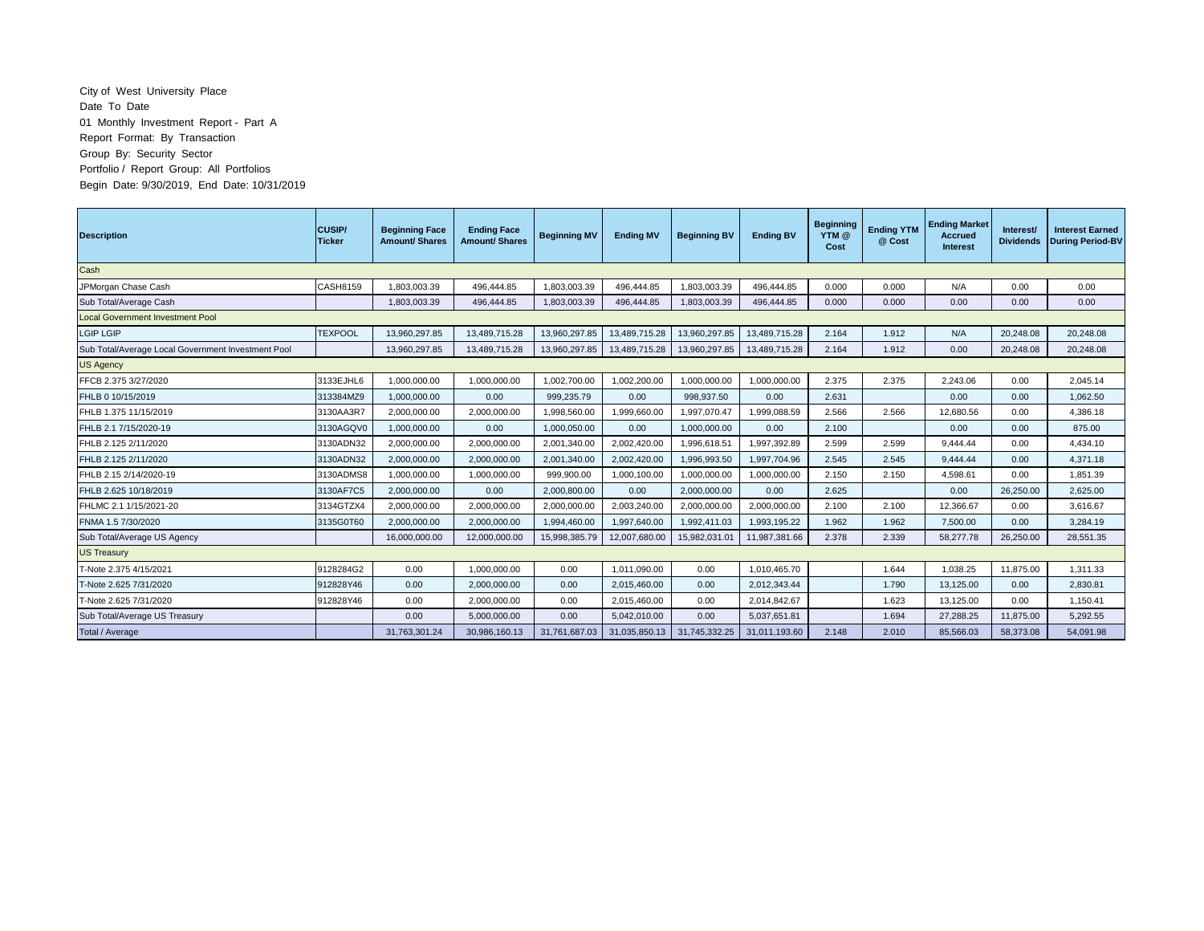City of West University Place
Date To Date
01 Monthly Investment Report - Part A
Report Format: By Transaction
Group By: Security Sector
Portfolio / Report Group: All Portfolios
Begin Date: 9/30/2019, End Date: 10/31/2019

| Description | CUSIP/ Ticker | Beginning Face Amount/ Shares | Ending Face Amount/ Shares | Beginning MV | Ending MV | Beginning BV | Ending BV | Beginning YTM @ Cost | Ending YTM @ Cost | Ending Market Accrued Interest | Interest/ Dividends | Interest Earned During Period-BV |
|---|---|---|---|---|---|---|---|---|---|---|---|---|
| Cash | | | | | | | | | | | | |
| JPMorgan Chase Cash | CASH8159 | 1,803,003.39 | 496,444.85 | 1,803,003.39 | 496,444.85 | 1,803,003.39 | 496,444.85 | 0.000 | 0.000 | N/A | 0.00 | 0.00 |
| Sub Total/Average Cash | | 1,803,003.39 | 496,444.85 | 1,803,003.39 | 496,444.85 | 1,803,003.39 | 496,444.85 | 0.000 | 0.000 | 0.00 | 0.00 | 0.00 |
| Local Government Investment Pool | | | | | | | | | | | | |
| LGIP LGIP | TEXPOOL | 13,960,297.85 | 13,489,715.28 | 13,960,297.85 | 13,489,715.28 | 13,960,297.85 | 13,489,715.28 | 2.164 | 1.912 | N/A | 20,248.08 | 20,248.08 |
| Sub Total/Average Local Government Investment Pool | | 13,960,297.85 | 13,489,715.28 | 13,960,297.85 | 13,489,715.28 | 13,960,297.85 | 13,489,715.28 | 2.164 | 1.912 | 0.00 | 20,248.08 | 20,248.08 |
| US Agency | | | | | | | | | | | | |
| FFCB 2.375 3/27/2020 | 3133EJHL6 | 1,000,000.00 | 1,000,000.00 | 1,002,700.00 | 1,002,200.00 | 1,000,000.00 | 1,000,000.00 | 2.375 | 2.375 | 2,243.06 | 0.00 | 2,045.14 |
| FHLB 0 10/15/2019 | 313384MZ9 | 1,000,000.00 | 0.00 | 999,235.79 | 0.00 | 998,937.50 | 0.00 | 2.631 | | 0.00 | 0.00 | 1,062.50 |
| FHLB 1.375 11/15/2019 | 3130AA3R7 | 2,000,000.00 | 2,000,000.00 | 1,998,560.00 | 1,999,660.00 | 1,997,070.47 | 1,999,088.59 | 2.566 | 2.566 | 12,680.56 | 0.00 | 4,386.18 |
| FHLB 2.1 7/15/2020-19 | 3130AGQV0 | 1,000,000.00 | 0.00 | 1,000,050.00 | 0.00 | 1,000,000.00 | 0.00 | 2.100 | | 0.00 | 0.00 | 875.00 |
| FHLB 2.125 2/11/2020 | 3130ADN32 | 2,000,000.00 | 2,000,000.00 | 2,001,340.00 | 2,002,420.00 | 1,996,618.51 | 1,997,392.89 | 2.599 | 2.599 | 9,444.44 | 0.00 | 4,434.10 |
| FHLB 2.125 2/11/2020 | 3130ADN32 | 2,000,000.00 | 2,000,000.00 | 2,001,340.00 | 2,002,420.00 | 1,996,993.50 | 1,997,704.96 | 2.545 | 2.545 | 9,444.44 | 0.00 | 4,371.18 |
| FHLB 2.15 2/14/2020-19 | 3130ADMS8 | 1,000,000.00 | 1,000,000.00 | 999,900.00 | 1,000,100.00 | 1,000,000.00 | 1,000,000.00 | 2.150 | 2.150 | 4,598.61 | 0.00 | 1,851.39 |
| FHLB 2.625 10/18/2019 | 3130AF7C5 | 2,000,000.00 | 0.00 | 2,000,800.00 | 0.00 | 2,000,000.00 | 0.00 | 2.625 | | 0.00 | 26,250.00 | 2,625.00 |
| FHLMC 2.1 1/15/2021-20 | 3134GTZX4 | 2,000,000.00 | 2,000,000.00 | 2,000,000.00 | 2,003,240.00 | 2,000,000.00 | 2,000,000.00 | 2.100 | 2.100 | 12,366.67 | 0.00 | 3,616.67 |
| FNMA 1.5 7/30/2020 | 3135G0T60 | 2,000,000.00 | 2,000,000.00 | 1,994,460.00 | 1,997,640.00 | 1,992,411.03 | 1,993,195.22 | 1.962 | 1.962 | 7,500.00 | 0.00 | 3,284.19 |
| Sub Total/Average US Agency | | 16,000,000.00 | 12,000,000.00 | 15,998,385.79 | 12,007,680.00 | 15,982,031.01 | 11,987,381.66 | 2.378 | 2.339 | 58,277.78 | 26,250.00 | 28,551.35 |
| US Treasury | | | | | | | | | | | | |
| T-Note 2.375 4/15/2021 | 9128284G2 | 0.00 | 1,000,000.00 | 0.00 | 1,011,090.00 | 0.00 | 1,010,465.70 | | 1.644 | 1,038.25 | 11,875.00 | 1,311.33 |
| T-Note 2.625 7/31/2020 | 912828Y46 | 0.00 | 2,000,000.00 | 0.00 | 2,015,460.00 | 0.00 | 2,012,343.44 | | 1.790 | 13,125.00 | 0.00 | 2,830.81 |
| T-Note 2.625 7/31/2020 | 912828Y46 | 0.00 | 2,000,000.00 | 0.00 | 2,015,460.00 | 0.00 | 2,014,842.67 | | 1.623 | 13,125.00 | 0.00 | 1,150.41 |
| Sub Total/Average US Treasury | | 0.00 | 5,000,000.00 | 0.00 | 5,042,010.00 | 0.00 | 5,037,651.81 | | 1.694 | 27,288.25 | 11,875.00 | 5,292.55 |
| Total / Average | | 31,763,301.24 | 30,986,160.13 | 31,761,687.03 | 31,035,850.13 | 31,745,332.25 | 31,011,193.60 | 2.148 | 2.010 | 85,566.03 | 58,373.08 | 54,091.98 |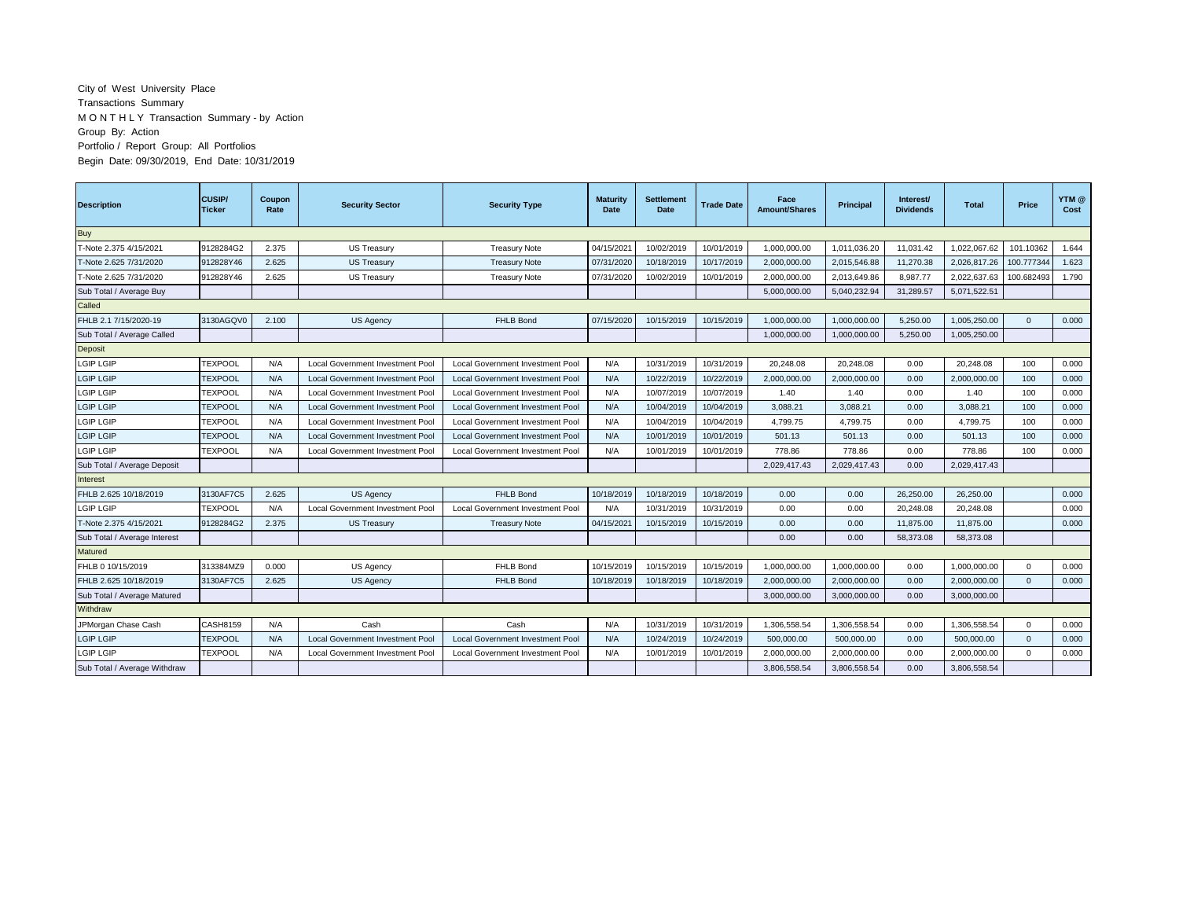City of West University Place
Transactions Summary
MONTHLY Transaction Summary - by Action
Group By: Action
Portfolio / Report Group: All Portfolios
Begin Date: 09/30/2019, End Date: 10/31/2019

| Description | CUSIP/ Ticker | Coupon Rate | Security Sector | Security Type | Maturity Date | Settlement Date | Trade Date | Face Amount/Shares | Principal | Interest/ Dividends | Total | Price | YTM @ Cost |
|---|---|---|---|---|---|---|---|---|---|---|---|---|---|
| Buy | | | | | | | | | | | | | |
| T-Note 2.375 4/15/2021 | 9128284G2 | 2.375 | US Treasury | Treasury Note | 04/15/2021 | 10/02/2019 | 10/01/2019 | 1,000,000.00 | 1,011,036.20 | 11,031.42 | 1,022,067.62 | 101.10362 | 1.644 |
| T-Note 2.625 7/31/2020 | 912828Y46 | 2.625 | US Treasury | Treasury Note | 07/31/2020 | 10/18/2019 | 10/17/2019 | 2,000,000.00 | 2,015,546.88 | 11,270.38 | 2,026,817.26 | 100.777344 | 1.623 |
| T-Note 2.625 7/31/2020 | 912828Y46 | 2.625 | US Treasury | Treasury Note | 07/31/2020 | 10/02/2019 | 10/01/2019 | 2,000,000.00 | 2,013,649.86 | 8,987.77 | 2,022,637.63 | 100.682493 | 1.790 |
| Sub Total / Average Buy | | | | | | | | 5,000,000.00 | 5,040,232.94 | 31,289.57 | 5,071,522.51 | | |
| Called | | | | | | | | | | | | | |
| FHLB 2.1 7/15/2020-19 | 3130AGQV0 | 2.100 | US Agency | FHLB Bond | 07/15/2020 | 10/15/2019 | 10/15/2019 | 1,000,000.00 | 1,000,000.00 | 5,250.00 | 1,005,250.00 | 0 | 0.000 |
| Sub Total / Average Called | | | | | | | | 1,000,000.00 | 1,000,000.00 | 5,250.00 | 1,005,250.00 | | |
| Deposit | | | | | | | | | | | | | |
| LGIP LGIP | TEXPOOL | N/A | Local Government Investment Pool | Local Government Investment Pool | N/A | 10/31/2019 | 10/31/2019 | 20,248.08 | 20,248.08 | 0.00 | 20,248.08 | 100 | 0.000 |
| LGIP LGIP | TEXPOOL | N/A | Local Government Investment Pool | Local Government Investment Pool | N/A | 10/22/2019 | 10/22/2019 | 2,000,000.00 | 2,000,000.00 | 0.00 | 2,000,000.00 | 100 | 0.000 |
| LGIP LGIP | TEXPOOL | N/A | Local Government Investment Pool | Local Government Investment Pool | N/A | 10/07/2019 | 10/07/2019 | 1.40 | 1.40 | 0.00 | 1.40 | 100 | 0.000 |
| LGIP LGIP | TEXPOOL | N/A | Local Government Investment Pool | Local Government Investment Pool | N/A | 10/04/2019 | 10/04/2019 | 3,088.21 | 3,088.21 | 0.00 | 3,088.21 | 100 | 0.000 |
| LGIP LGIP | TEXPOOL | N/A | Local Government Investment Pool | Local Government Investment Pool | N/A | 10/04/2019 | 10/04/2019 | 4,799.75 | 4,799.75 | 0.00 | 4,799.75 | 100 | 0.000 |
| LGIP LGIP | TEXPOOL | N/A | Local Government Investment Pool | Local Government Investment Pool | N/A | 10/01/2019 | 10/01/2019 | 501.13 | 501.13 | 0.00 | 501.13 | 100 | 0.000 |
| LGIP LGIP | TEXPOOL | N/A | Local Government Investment Pool | Local Government Investment Pool | N/A | 10/01/2019 | 10/01/2019 | 778.86 | 778.86 | 0.00 | 778.86 | 100 | 0.000 |
| Sub Total / Average Deposit | | | | | | | | 2,029,417.43 | 2,029,417.43 | 0.00 | 2,029,417.43 | | |
| Interest | | | | | | | | | | | | | |
| FHLB 2.625 10/18/2019 | 3130AF7C5 | 2.625 | US Agency | FHLB Bond | 10/18/2019 | 10/18/2019 | 10/18/2019 | 0.00 | 0.00 | 26,250.00 | 26,250.00 | | 0.000 |
| LGIP LGIP | TEXPOOL | N/A | Local Government Investment Pool | Local Government Investment Pool | N/A | 10/31/2019 | 10/31/2019 | 0.00 | 0.00 | 20,248.08 | 20,248.08 | | 0.000 |
| T-Note 2.375 4/15/2021 | 9128284G2 | 2.375 | US Treasury | Treasury Note | 04/15/2021 | 10/15/2019 | 10/15/2019 | 0.00 | 0.00 | 11,875.00 | 11,875.00 | | 0.000 |
| Sub Total / Average Interest | | | | | | | | 0.00 | 0.00 | 58,373.08 | 58,373.08 | | |
| Matured | | | | | | | | | | | | | |
| FHLB 0 10/15/2019 | 313384MZ9 | 0.000 | US Agency | FHLB Bond | 10/15/2019 | 10/15/2019 | 10/15/2019 | 1,000,000.00 | 1,000,000.00 | 0.00 | 1,000,000.00 | 0 | 0.000 |
| FHLB 2.625 10/18/2019 | 3130AF7C5 | 2.625 | US Agency | FHLB Bond | 10/18/2019 | 10/18/2019 | 10/18/2019 | 2,000,000.00 | 2,000,000.00 | 0.00 | 2,000,000.00 | 0 | 0.000 |
| Sub Total / Average Matured | | | | | | | | 3,000,000.00 | 3,000,000.00 | 0.00 | 3,000,000.00 | | |
| Withdraw | | | | | | | | | | | | | |
| JPMorgan Chase Cash | CASH8159 | N/A | Cash | Cash | N/A | 10/31/2019 | 10/31/2019 | 1,306,558.54 | 1,306,558.54 | 0.00 | 1,306,558.54 | 0 | 0.000 |
| LGIP LGIP | TEXPOOL | N/A | Local Government Investment Pool | Local Government Investment Pool | N/A | 10/24/2019 | 10/24/2019 | 500,000.00 | 500,000.00 | 0.00 | 500,000.00 | 0 | 0.000 |
| LGIP LGIP | TEXPOOL | N/A | Local Government Investment Pool | Local Government Investment Pool | N/A | 10/01/2019 | 10/01/2019 | 2,000,000.00 | 2,000,000.00 | 0.00 | 2,000,000.00 | 0 | 0.000 |
| Sub Total / Average Withdraw | | | | | | | | 3,806,558.54 | 3,806,558.54 | 0.00 | 3,806,558.54 | | |